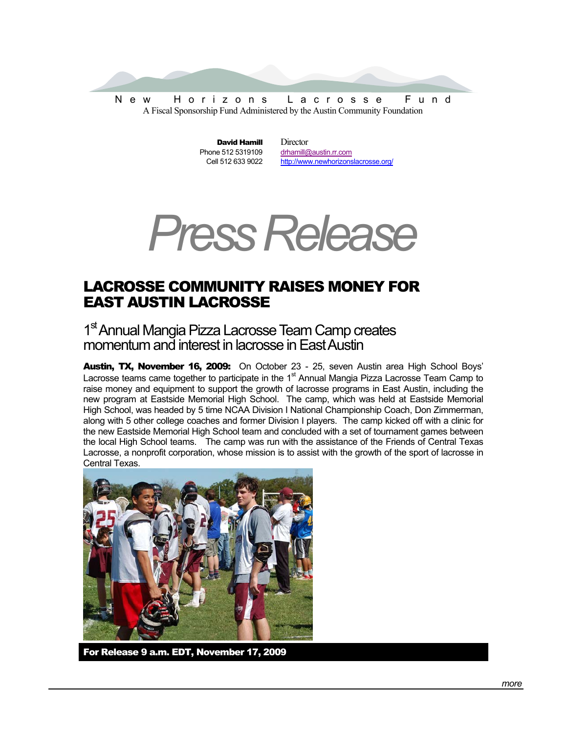New Horizons Lacrosse Fund

A Fiscal Sponsorship Fund Administered by the Austin Community Foundation

**David Hamill** Director
Phone 512 5319109 drhamill@austin.rr.com
Cell 512 633 9022 http://www.newhorizonslacrosse.org/

# *Press Release*

## LACROSSE COMMUNITY RAISES MONEY FOR EAST AUSTIN LACROSSE

### 1st Annual Mangia Pizza Lacrosse Team Camp creates momentum and interest in lacrosse in East Austin

**Austin, TX, November 16, 2009:** On October 23 - 25, seven Austin area High School Boys' Lacrosse teams came together to participate in the 1st Annual Mangia Pizza Lacrosse Team Camp to raise money and equipment to support the growth of lacrosse programs in East Austin, including the new program at Eastside Memorial High School. The camp, which was held at Eastside Memorial High School, was headed by 5 time NCAA Division I National Championship Coach, Don Zimmerman, along with 5 other college coaches and former Division I players. The camp kicked off with a clinic for the new Eastside Memorial High School team and concluded with a set of tournament games between the local High School teams. The camp was run with the assistance of the Friends of Central Texas Lacrosse, a nonprofit corporation, whose mission is to assist with the growth of the sport of lacrosse in Central Texas.

**For Release 9 a.m. EDT, November 17, 2009**

*more*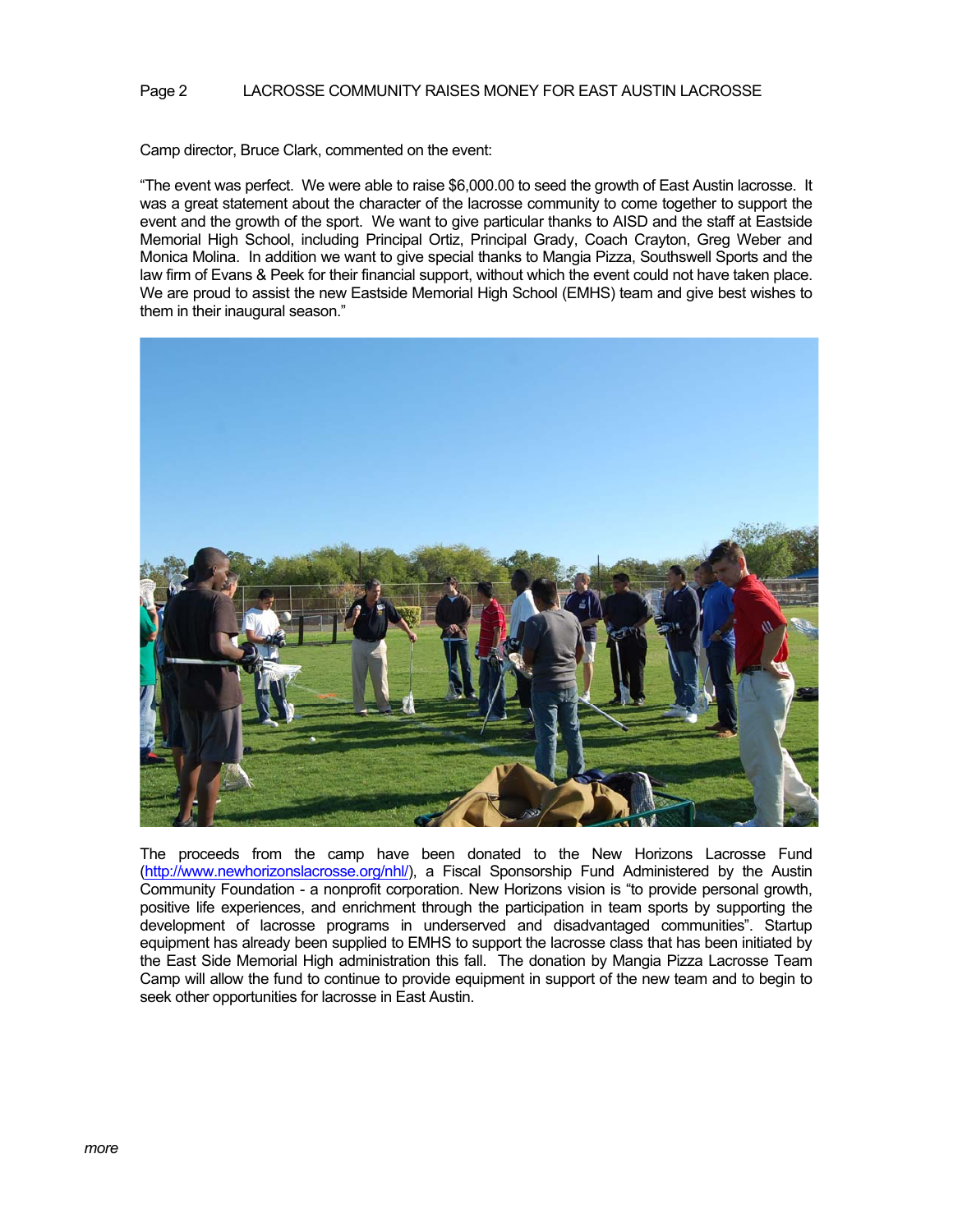Camp director, Bruce Clark, commented on the event:

"The event was perfect. We were able to raise $6,000.00 to seed the growth of East Austin lacrosse. It was a great statement about the character of the lacrosse community to come together to support the event and the growth of the sport. We want to give particular thanks to AISD and the staff at Eastside Memorial High School, including Principal Ortiz, Principal Grady, Coach Crayton, Greg Weber and Monica Molina. In addition we want to give special thanks to Mangia Pizza, Southswell Sports and the law firm of Evans & Peek for their financial support, without which the event could not have taken place. We are proud to assist the new Eastside Memorial High School (EMHS) team and give best wishes to them in their inaugural season."

The proceeds from the camp have been donated to the New Horizons Lacrosse Fund (http://www.newhorizonslacrosse.org/nhl/), a Fiscal Sponsorship Fund Administered by the Austin Community Foundation - a nonprofit corporation. New Horizons vision is "to provide personal growth, positive life experiences, and enrichment through the participation in team sports by supporting the development of lacrosse programs in underserved and disadvantaged communities". Startup equipment has already been supplied to EMHS to support the lacrosse class that has been initiated by the East Side Memorial High administration this fall. The donation by Mangia Pizza Lacrosse Team Camp will allow the fund to continue to provide equipment in support of the new team and to begin to seek other opportunities for lacrosse in East Austin.

*more*